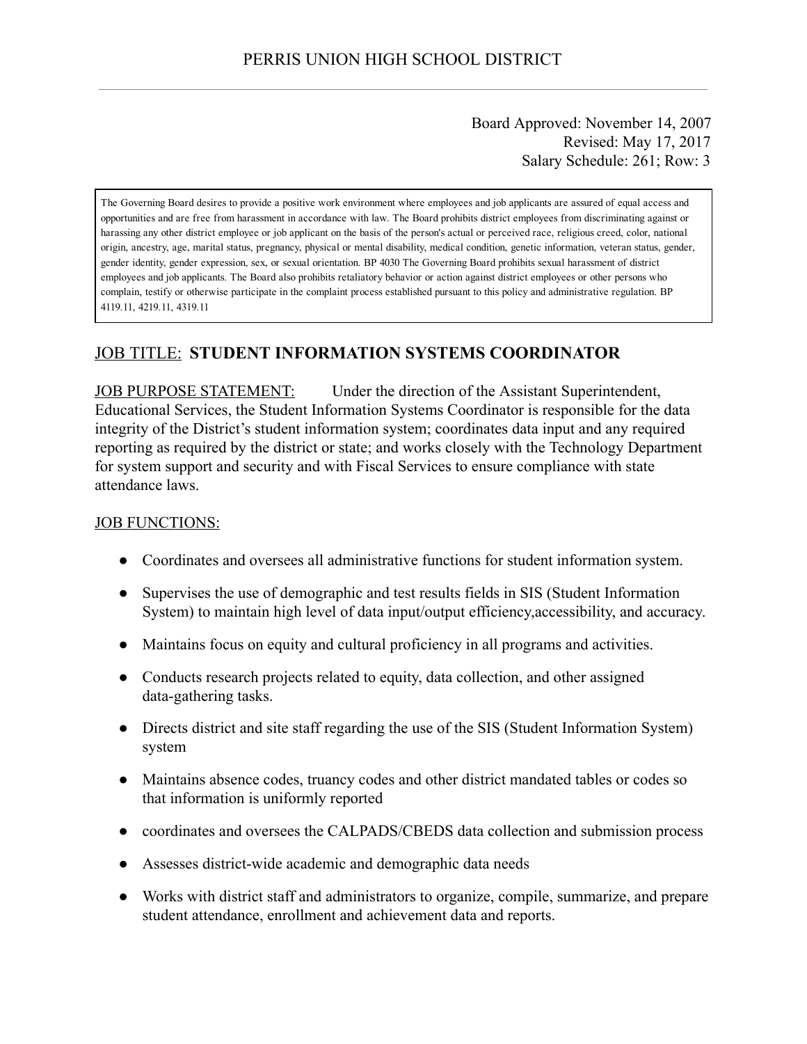# PERRIS UNION HIGH SCHOOL DISTRICT

Board Approved: November 14, 2007
Revised: May 17, 2017
Salary Schedule: 261; Row: 3

The Governing Board desires to provide a positive work environment where employees and job applicants are assured of equal access and opportunities and are free from harassment in accordance with law. The Board prohibits district employees from discriminating against or harassing any other district employee or job applicant on the basis of the person's actual or perceived race, religious creed, color, national origin, ancestry, age, marital status, pregnancy, physical or mental disability, medical condition, genetic information, veteran status, gender, gender identity, gender expression, sex, or sexual orientation. BP 4030 The Governing Board prohibits sexual harassment of district employees and job applicants. The Board also prohibits retaliatory behavior or action against district employees or other persons who complain, testify or otherwise participate in the complaint process established pursuant to this policy and administrative regulation. BP 4119.11, 4219.11, 4319.11

## JOB TITLE: **STUDENT INFORMATION SYSTEMS COORDINATOR**

JOB PURPOSE STATEMENT: Under the direction of the Assistant Superintendent, Educational Services, the Student Information Systems Coordinator is responsible for the data integrity of the District's student information system; coordinates data input and any required reporting as required by the district or state; and works closely with the Technology Department for system support and security and with Fiscal Services to ensure compliance with state attendance laws.

JOB FUNCTIONS:

- Coordinates and oversees all administrative functions for student information system.
- Supervises the use of demographic and test results fields in SIS (Student Information System) to maintain high level of data input/output efficiency,accessibility, and accuracy.
- Maintains focus on equity and cultural proficiency in all programs and activities.
- Conducts research projects related to equity, data collection, and other assigned data-gathering tasks.
- Directs district and site staff regarding the use of the SIS (Student Information System) system
- Maintains absence codes, truancy codes and other district mandated tables or codes so that information is uniformly reported
- coordinates and oversees the CALPADS/CBEDS data collection and submission process
- Assesses district-wide academic and demographic data needs
- Works with district staff and administrators to organize, compile, summarize, and prepare student attendance, enrollment and achievement data and reports.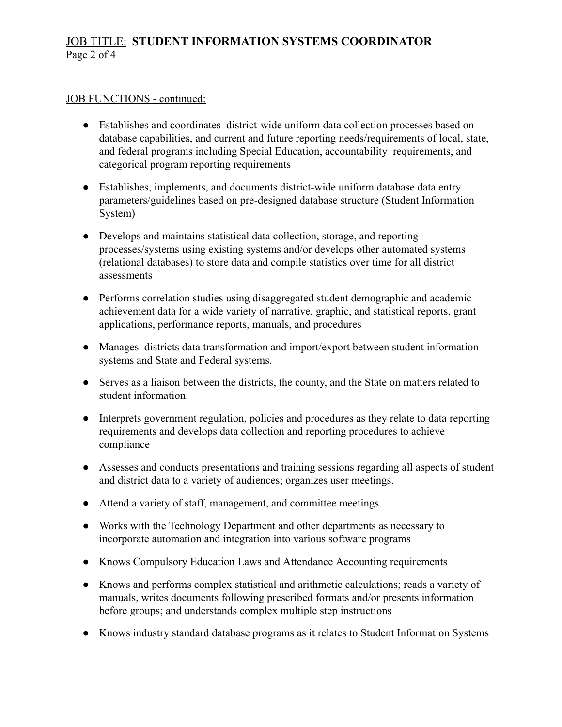## JOB FUNCTIONS - continued:

- Establishes and coordinates district-wide uniform data collection processes based on database capabilities, and current and future reporting needs/requirements of local, state, and federal programs including Special Education, accountability requirements, and categorical program reporting requirements
- Establishes, implements, and documents district-wide uniform database data entry parameters/guidelines based on pre-designed database structure (Student Information System)
- Develops and maintains statistical data collection, storage, and reporting processes/systems using existing systems and/or develops other automated systems (relational databases) to store data and compile statistics over time for all district assessments
- Performs correlation studies using disaggregated student demographic and academic achievement data for a wide variety of narrative, graphic, and statistical reports, grant applications, performance reports, manuals, and procedures
- Manages districts data transformation and import/export between student information systems and State and Federal systems.
- Serves as a liaison between the districts, the county, and the State on matters related to student information.
- Interprets government regulation, policies and procedures as they relate to data reporting requirements and develops data collection and reporting procedures to achieve compliance
- Assesses and conducts presentations and training sessions regarding all aspects of student and district data to a variety of audiences; organizes user meetings.
- Attend a variety of staff, management, and committee meetings.
- Works with the Technology Department and other departments as necessary to incorporate automation and integration into various software programs
- Knows Compulsory Education Laws and Attendance Accounting requirements
- Knows and performs complex statistical and arithmetic calculations; reads a variety of manuals, writes documents following prescribed formats and/or presents information before groups; and understands complex multiple step instructions
- Knows industry standard database programs as it relates to Student Information Systems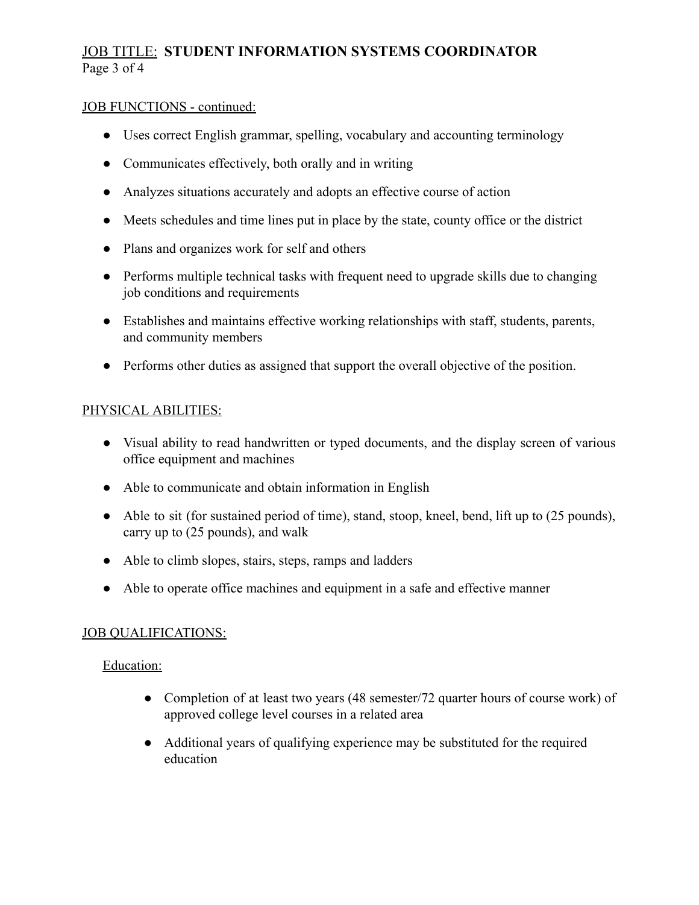JOB TITLE: **STUDENT INFORMATION SYSTEMS COORDINATOR**

JOB FUNCTIONS - continued:

- Uses correct English grammar, spelling, vocabulary and accounting terminology
- Communicates effectively, both orally and in writing
- Analyzes situations accurately and adopts an effective course of action
- Meets schedules and time lines put in place by the state, county office or the district
- Plans and organizes work for self and others
- Performs multiple technical tasks with frequent need to upgrade skills due to changing job conditions and requirements
- Establishes and maintains effective working relationships with staff, students, parents, and community members
- Performs other duties as assigned that support the overall objective of the position.

PHYSICAL ABILITIES:

- Visual ability to read handwritten or typed documents, and the display screen of various office equipment and machines
- Able to communicate and obtain information in English
- Able to sit (for sustained period of time), stand, stoop, kneel, bend, lift up to (25 pounds), carry up to (25 pounds), and walk
- Able to climb slopes, stairs, steps, ramps and ladders
- Able to operate office machines and equipment in a safe and effective manner

JOB QUALIFICATIONS:

Education:

- Completion of at least two years (48 semester/72 quarter hours of course work) of approved college level courses in a related area
- Additional years of qualifying experience may be substituted for the required education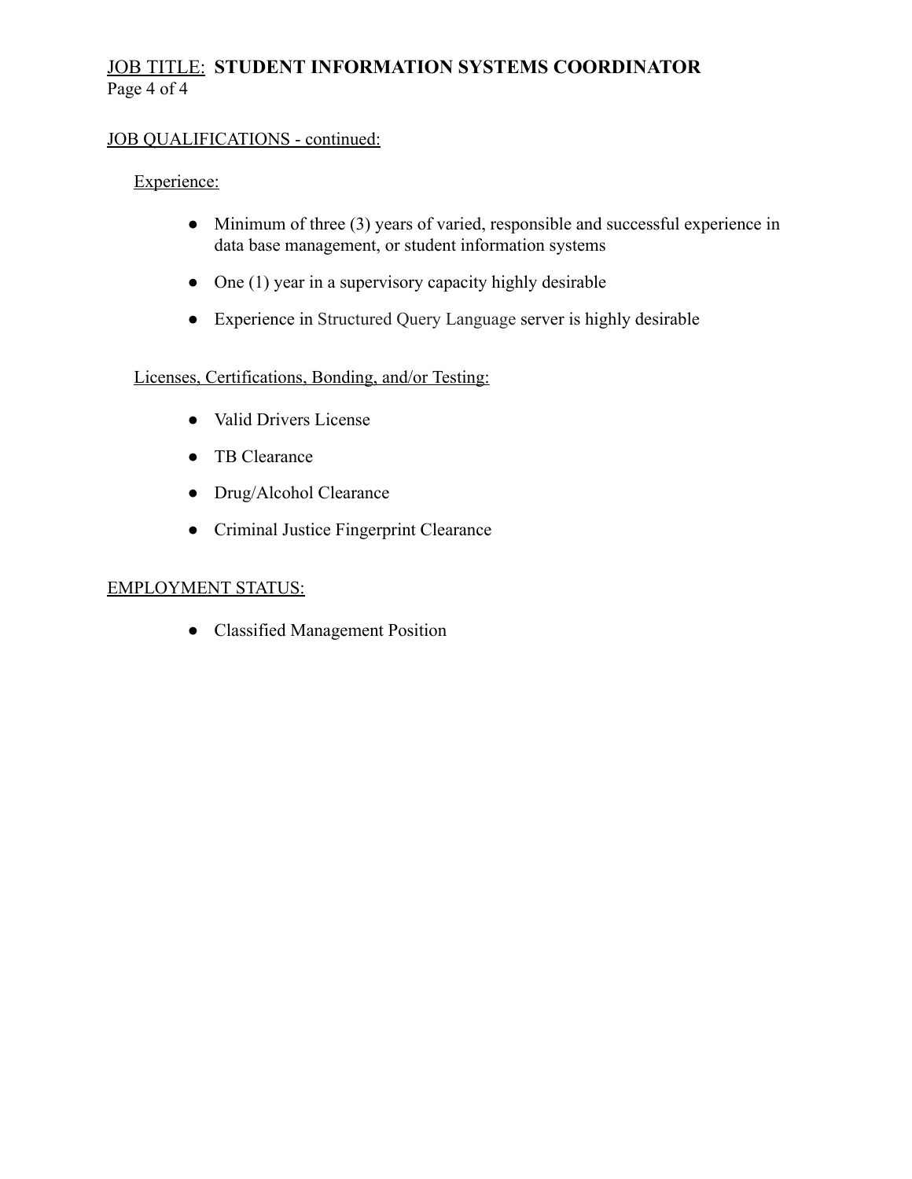## JOB QUALIFICATIONS - continued:

### Experience:

- Minimum of three (3) years of varied, responsible and successful experience in data base management, or student information systems
- One (1) year in a supervisory capacity highly desirable
- Experience in Structured Query Language server is highly desirable

### Licenses, Certifications, Bonding, and/or Testing:

- Valid Drivers License
- TB Clearance
- Drug/Alcohol Clearance
- Criminal Justice Fingerprint Clearance

## EMPLOYMENT STATUS:

- Classified Management Position